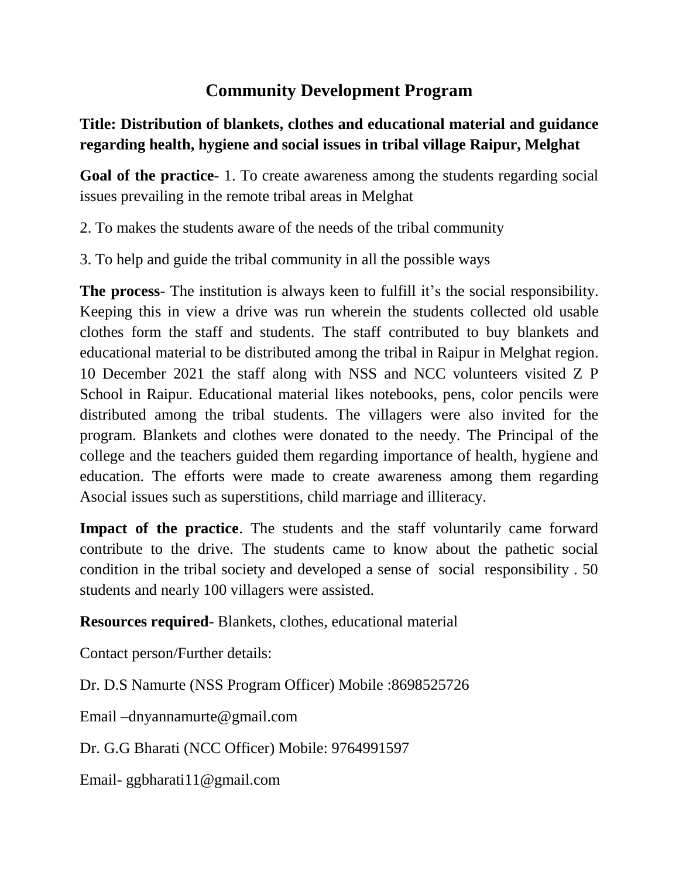# Community Development Program

## Title: Distribution of blankets, clothes and educational material and guidance regarding health, hygiene and social issues in tribal village Raipur, Melghat

**Goal of the practice**- 1. To create awareness among the students regarding social issues prevailing in the remote tribal areas in Melghat

2. To makes the students aware of the needs of the tribal community

3. To help and guide the tribal community in all the possible ways

**The process**- The institution is always keen to fulfill it's the social responsibility. Keeping this in view a drive was run wherein the students collected old usable clothes form the staff and students. The staff contributed to buy blankets and educational material to be distributed among the tribal in Raipur in Melghat region. 10 December 2021 the staff along with NSS and NCC volunteers visited Z P School in Raipur. Educational material likes notebooks, pens, color pencils were distributed among the tribal students. The villagers were also invited for the program. Blankets and clothes were donated to the needy. The Principal of the college and the teachers guided them regarding importance of health, hygiene and education. The efforts were made to create awareness among them regarding Asocial issues such as superstitions, child marriage and illiteracy.

**Impact of the practice**. The students and the staff voluntarily came forward contribute to the drive. The students came to know about the pathetic social condition in the tribal society and developed a sense of social responsibility . 50 students and nearly 100 villagers were assisted.

**Resources required**- Blankets, clothes, educational material

Contact person/Further details:

Dr. D.S Namurte (NSS Program Officer) Mobile :8698525726

Email –dnyannamurte@gmail.com

Dr. G.G Bharati (NCC Officer) Mobile: 9764991597

Email- ggbharati11@gmail.com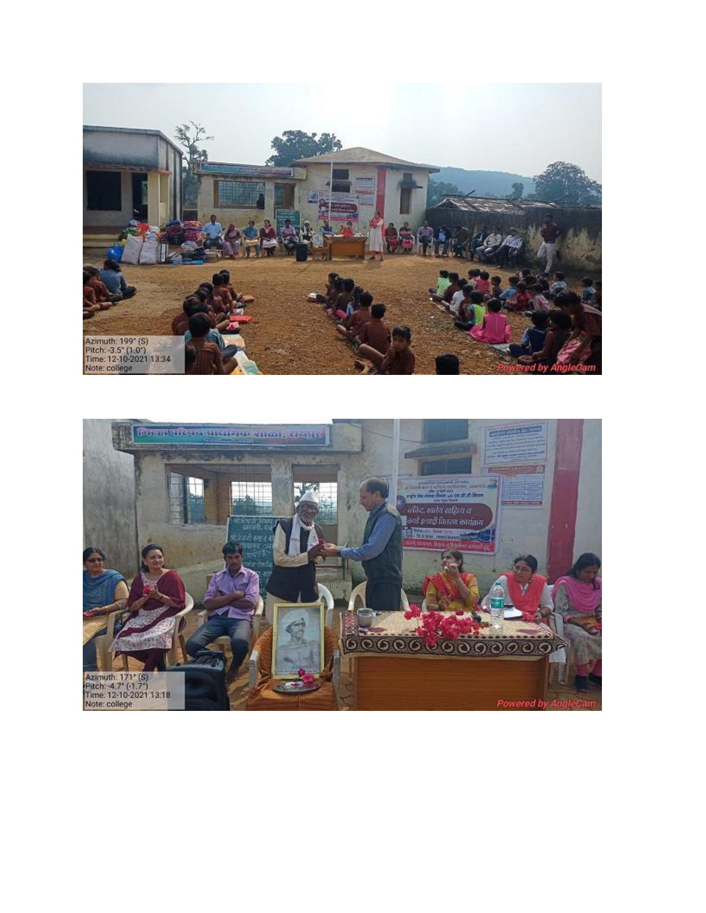Azimuth: 199° (S)
Pitch: -3.5° (1.0°)
Time: 12-10-2021 13:34
Note: college

Powered by AngleCam

Azimuth: 171° (S)
Pitch: -4.7° (-1.7°)
Time: 12-10-2021 13:18
Note: college

Powered by AngleCam